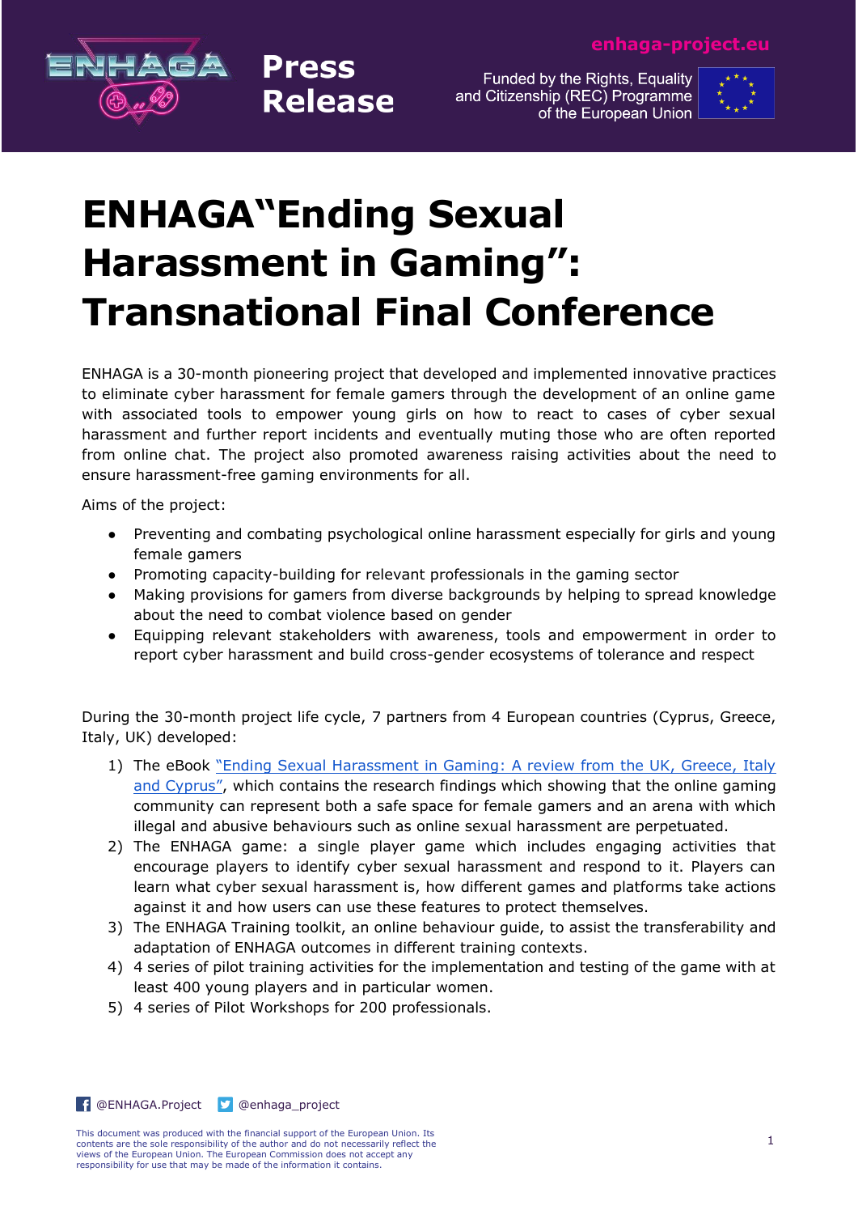Press Release

enhaga-project.eu

Funded by the Rights, Equality and Citizenship (REC) Programme of the European Union

# ENHAGA"Ending Sexual Harassment in Gaming": Transnational Final Conference

ENHAGA is a 30-month pioneering project that developed and implemented innovative practices to eliminate cyber harassment for female gamers through the development of an online game with associated tools to empower young girls on how to react to cases of cyber sexual harassment and further report incidents and eventually muting those who are often reported from online chat. The project also promoted awareness raising activities about the need to ensure harassment-free gaming environments for all.

Aims of the project:

- Preventing and combating psychological online harassment especially for girls and young female gamers
- Promoting capacity-building for relevant professionals in the gaming sector
- Making provisions for gamers from diverse backgrounds by helping to spread knowledge about the need to combat violence based on gender
- Equipping relevant stakeholders with awareness, tools and empowerment in order to report cyber harassment and build cross-gender ecosystems of tolerance and respect

During the 30-month project life cycle, 7 partners from 4 European countries (Cyprus, Greece, Italy, UK) developed:

1) The eBook "Ending Sexual Harassment in Gaming: A review from the UK, Greece, Italy and Cyprus", which contains the research findings which showing that the online gaming community can represent both a safe space for female gamers and an arena with which illegal and abusive behaviours such as online sexual harassment are perpetuated.
2) The ENHAGA game: a single player game which includes engaging activities that encourage players to identify cyber sexual harassment and respond to it. Players can learn what cyber sexual harassment is, how different games and platforms take actions against it and how users can use these features to protect themselves.
3) The ENHAGA Training toolkit, an online behaviour guide, to assist the transferability and adaptation of ENHAGA outcomes in different training contexts.
4) 4 series of pilot training activities for the implementation and testing of the game with at least 400 young players and in particular women.
5) 4 series of Pilot Workshops for 200 professionals.

@ENHAGA.Project @enhaga_project

This document was produced with the financial support of the European Union. Its contents are the sole responsibility of the author and do not necessarily reflect the views of the European Union. The European Commission does not accept any responsibility for use that may be made of the information it contains.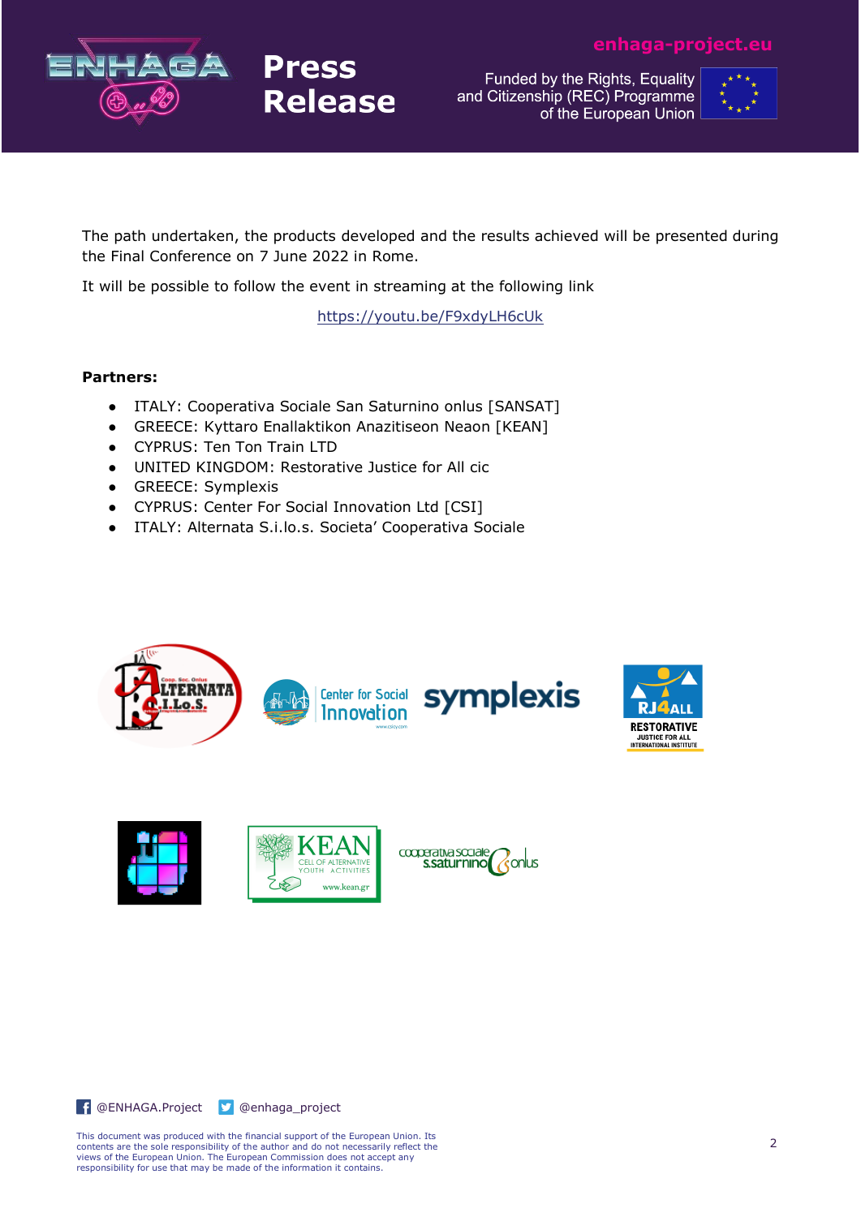The path undertaken, the products developed and the results achieved will be presented during the Final Conference on 7 June 2022 in Rome.

It will be possible to follow the event in streaming at the following link

https://youtu.be/F9xdyLH6cUk

**Partners:**

- ITALY: Cooperativa Sociale San Saturnino onlus [SANSAT]
- GREECE: Kyttaro Enallaktikon Anazitiseon Neaon [KEAN]
- CYPRUS: Ten Ton Train LTD
- UNITED KINGDOM: Restorative Justice for All cic
- GREECE: Symplexis
- CYPRUS: Center For Social Innovation Ltd [CSI]
- ITALY: Alternata S.i.lo.s. Societa' Cooperativa Sociale

@ENHAGA.Project @enhaga_project

This document was produced with the financial support of the European Union. Its contents are the sole responsibility of the author and do not necessarily reflect the views of the European Union. The European Commission does not accept any responsibility for use that may be made of the information it contains.